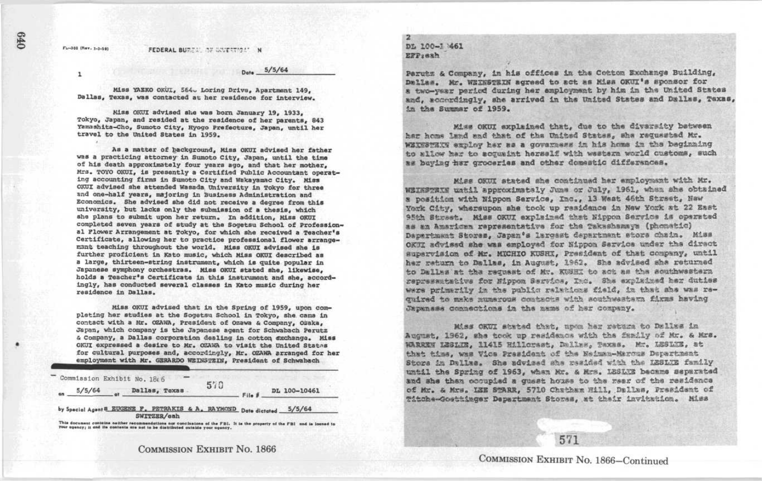FD-302 (Rev. 3-3-59)

FEDERAL BUREAU OF INVESTIGATION

Date 5/5/64

Miss YAEKO OKUI, 5640 Loring Drive, Apartment 149, Dallas, Texas, was contacted at her residence for interview.

Miss OKUI advised she was born January 19, 1933, Tokyo, Japan, and resided at the residence of her parents, 843 Yamashita-Cho, Sumoto City, Hyogo Prefecture, Japan, until her travel to the United States in 1959.

As a matter of background, Miss OKUI advised her father was a practicing attorney in Sumoto City, Japan, until the time of his death approximately four years ago, and that her mother, Mrs. TOYO OKUI, is presently a Certified Public Accountant operating accounting firms in Sumoto City and Wakayamac City. Miss OKUI advised she attended Wasada University in Tokyo for three and one-half years, majoring in Business Administration and Economics. She advised she did not receive a degree from this university, but lacks only the submission of a thesis, which she plans to submit upon her return. In addition, Miss OKUI completed seven years of study at the Sogetsu School of Professional Flower Arrangement at Tokyo, for which she received a Teacher's Certificate, allowing her to practice professional flower arrangement teaching throughout the world. Miss OKUI advised she is further proficient in Kato music, which Miss OKUI described as a large, thirteen-string instrument, which is quite popular in Japanese symphony orchestras. Miss OKUI stated she, likewise, holds a Teacher's Certificate in this instrument and she, accordingly, has conducted several classes in Kato music during her residence in Dallas.

Miss OKUI advised that in the Spring of 1959, upon completing her studies at the Sogetsu School in Tokyo, she came in contact with a Mr. OZAWA, President of Ozawa & Company, Osaka, Japan, which company is the Japanese agent for Schwabach Perutz & Company, a Dallas corporation dealing in cotton exchange. Miss OKUI expressed a desire to Mr. OZAWA to visit the United States for cultural purposes and, accordingly, Mr. OZAWA arranged for her employment with Mr. GERARDO WEINSTEIN, President of Schwabach

Commission Exhibit No. 1866

on 5/5/64 at Dallas, Texas File # DL 100-10461

by Special Agents EUGENE F. PETRAKIS & A. RAYMOND SWITZER/eah Date dictated 5/5/64

This document contains neither recommendations nor conclusions of the FBI. It is the property of the FBI and is loaned to your agency; it and its contents are not to be distributed outside your agency.

COMMISSION EXHIBIT No. 1866

DL 100-10461
EFP:eah

Perutz & Company, in his offices in the Cotton Exchange Building, Dallas. Mr. WEINSTEIN agreed to act as Miss OKUI's sponsor for a two-year period during her employment by him in the United States and, accordingly, she arrived in the United States and Dallas, Texas, in the Summer of 1959.

Miss OKUI explained that, due to the diversity between her home land and that of the United States, she requested Mr. WEINSTEIN employ her as a governess in his home in the beginning to allow her to acquaint herself with western world customs, such as buying her groceries and other domestic differences.

Miss OKUI stated she continued her employment with Mr. WEINSTEIN until approximately June or July, 1961, when she obtained a position with Nippon Service, Inc., 13 West 46th Street, New York City, whereupon she took up residence in New York at 22 East 95th Street. Miss OKUI explained that Nippon Service is operated as an American representative for the Takashamaya (phonetic) Department Stores, Japan's largest department store chain. Miss OKUI advised she was employed for Nippon Service under the direct supervision of Mr. MICHIO KUSHI, President of that company, until her return to Dallas, in August, 1962. She advised she returned to Dallas at the request of Mr. KUSHI to act as the southwestern representative for Nippon Service, Inc. She explained her duties were primarily in the public relations field, in that she was required to make numerous contacts with southwestern firms having Japanese connections in the name of her company.

Miss OKUI stated that, upon her return to Dallas in August, 1962, she took up residence with the family of Mr. & Mrs. WARREN LESLIE, 11415 Hillcrest, Dallas, Texas. Mr. LESLIE, at that time, was Vice President of the Neiman-Marcus Department Store in Dallas. She advised she resided with the LESLIE family until the Spring of 1963, when Mr. & Mrs. LESLIE became separated and she then occupied a guest house to the rear of the residence of Mr. & Mrs. LEE STARR, 5710 Chatham Hill, Dallas, President of Titche-Goettinger Department Stores, at their invitation. Miss

COMMISSION EXHIBIT No. 1866—Continued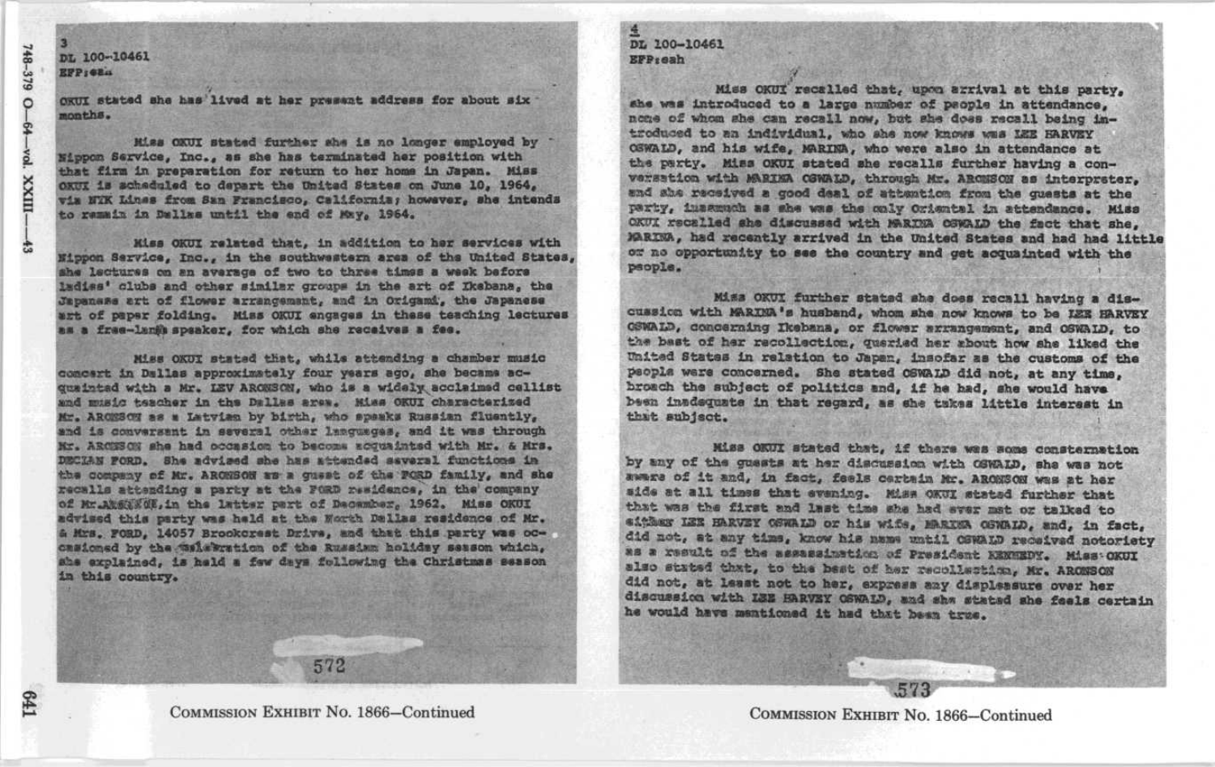DL 100-10461
EFP:esh

OKUI stated she has lived at her present address for about six months.

Miss OKUI stated further she is no longer employed by Nippon Service, Inc., as she has terminated her position with that firm in preparation for return to her home in Japan. Miss OKUI is scheduled to depart the United States on June 10, 1964, via NYK Lines from San Francisco, California; however, she intends to remain in Dallas until the end of May, 1964.

Miss OKUI related that, in addition to her services with Nippon Service, Inc., in the southwestern area of the United States, she lectures on an average of two to three times a week before ladies' clubs and other similar groups in the art of Ikebana, the Japanese art of flower arrangement, and in Origami, the Japanese art of paper folding. Miss OKUI engages in these teaching lectures as a free-lance speaker, for which she receives a fee.

Miss OKUI stated that, while attending a chamber music concert in Dallas approximately four years ago, she became acquainted with a Mr. LEV ARONSON, who is a widely acclaimed cellist and music teacher in the Dallas area. Miss OKUI characterized Mr. ARONSON as a Latvian by birth, who speaks Russian fluently, and is conversant in several other languages, and it was through Mr. ARONSON she had occasion to become acquainted with Mr. & Mrs. DECLAN FORD. She advised she has attended several functions in the company of Mr. ARONSON as a guest of the FORD family, and she recalls attending a party at the FORD residence, in the company of Mr. ARONSON, in the latter part of December, 1962. Miss OKUI advised this party was held at the North Dallas residence of Mr. & Mrs. FORD, 14057 Brookcrest Drive, and that this party was occasioned by the celebration of the Russian holiday season which, she explained, is held a few days following the Christmas season in this country.

572

COMMISSION EXHIBIT No. 1866—Continued

DL 100-10461
EFP:esh

Miss OKUI recalled that, upon arrival at this party, she was introduced to a large number of people in attendance, none of whom she can recall now, but she does recall being introduced to an individual, who she now knows was LEE HARVEY OSWALD, and his wife, MARINA, who were also in attendance at the party. Miss OKUI stated she recalls further having a conversation with MARINA OSWALD, through Mr. ARONSON as interpreter, and she received a good deal of attention from the guests at the party, inasmuch as she was the only Oriental in attendance. Miss OKUI recalled she discussed with MARINA OSWALD the fact that she, MARINA, had recently arrived in the United States and had had little or no opportunity to see the country and get acquainted with the people.

Miss OKUI further stated she does recall having a discussion with MARINA's husband, whom she now knows to be LEE HARVEY OSWALD, concerning Ikebana, or flower arrangement, and OSWALD, to the best of her recollection, queried her about how she liked the United States in relation to Japan, insofar as the customs of the people were concerned. She stated OSWALD did not, at any time, broach the subject of politics and, if he had, she would have been inadequate in that regard, as she takes little interest in that subject.

Miss OKUI stated that, if there was some consternation by any of the guests at her discussion with OSWALD, she was not aware of it and, in fact, feels certain Mr. ARONSON was at her side at all times that evening. Miss OKUI stated further that that was the first and last time she had ever met or talked to either LEE HARVEY OSWALD or his wife, MARINA OSWALD, and, in fact, did not, at any time, know his name until OSWALD received notoriety as a result of the assassination of President KENNEDY. Miss OKUI also stated that, to the best of her recollection, Mr. ARONSON did not, at least not to her, express any displeasure over her discussion with LEE HARVEY OSWALD, and she stated she feels certain he would have mentioned it had that been true.

573

COMMISSION EXHIBIT No. 1866—Continued